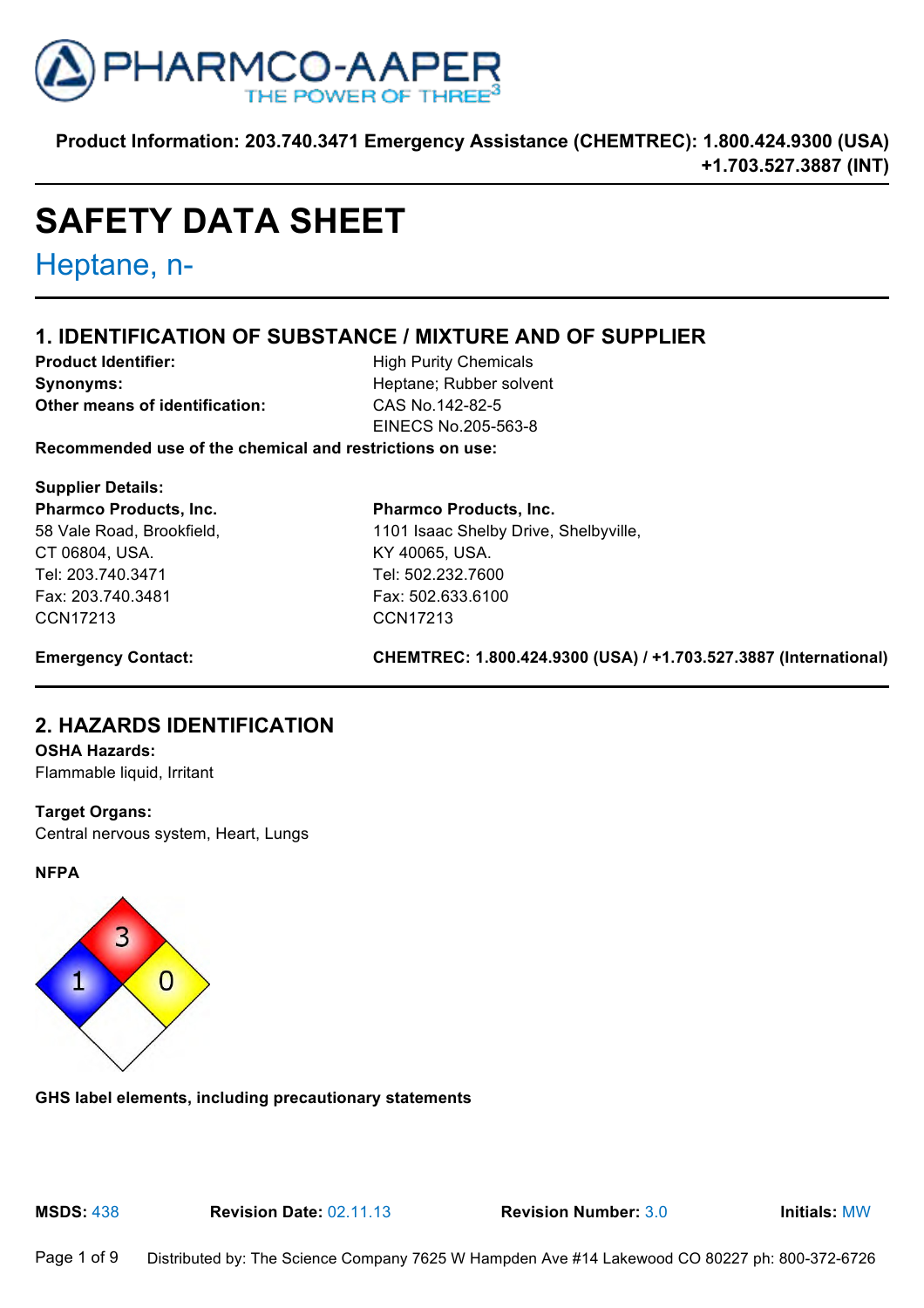PHARMCO-AAPER
THE POWER OF THREE[3]

**Product Information: 203.740.3471 Emergency Assistance (CHEMTREC): 1.800.424.9300 (USA) +1.703.527.3887 (INT)**

# SAFETY DATA SHEET

## Heptane, n-

## 1. IDENTIFICATION OF SUBSTANCE / MIXTURE AND OF SUPPLIER

**Product Identifier:** High Purity Chemicals
**Synonyms:** Heptane; Rubber solvent
**Other means of identification:** CAS No.142-82-5
EINECS No.205-563-8

**Recommended use of the chemical and restrictions on use:**

**Supplier Details:**

**Pharmco Products, Inc.**
58 Vale Road, Brookfield,
CT 06804, USA.
Tel: 203.740.3471
Fax: 203.740.3481
CCN17213

**Pharmco Products, Inc.**
1101 Isaac Shelby Drive, Shelbyville,
KY 40065, USA.
Tel: 502.232.7600
Fax: 502.633.6100
CCN17213

**Emergency Contact:** **CHEMTREC: 1.800.424.9300 (USA) / +1.703.527.3887 (International)**

## 2. HAZARDS IDENTIFICATION

**OSHA Hazards:**
Flammable liquid, Irritant

**Target Organs:**
Central nervous system, Heart, Lungs

**NFPA**

Health: 1, Flammability: 3, Instability: 0

**GHS label elements, including precautionary statements**

**MSDS:** 438 **Revision Date:** 02.11.13 **Revision Number:** 3.0 **Initials:** MW

Distributed by: The Science Company 7625 W Hampden Ave #14 Lakewood CO 80227 ph: 800-372-6726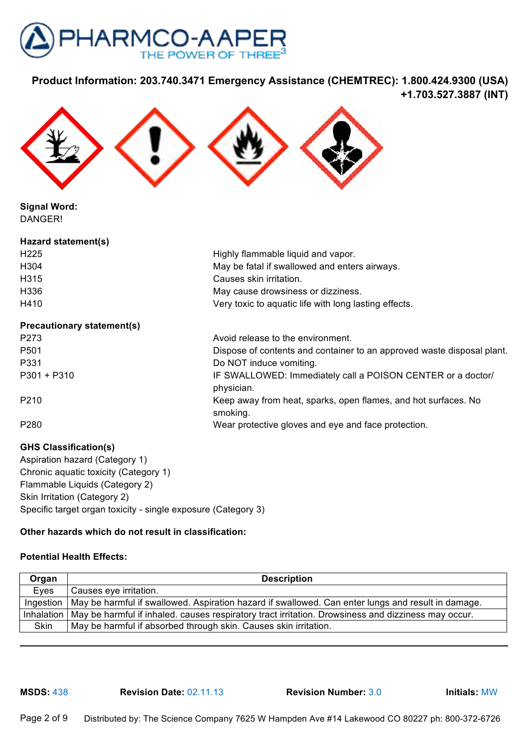**Product Information: 203.740.3471 Emergency Assistance (CHEMTREC): 1.800.424.9300 (USA) +1.703.527.3887 (INT)**

**Signal Word:**
DANGER!

**Hazard statement(s)**

| | |
|---|---|
| H225 | Highly flammable liquid and vapor. |
| H304 | May be fatal if swallowed and enters airways. |
| H315 | Causes skin irritation. |
| H336 | May cause drowsiness or dizziness. |
| H410 | Very toxic to aquatic life with long lasting effects. |

**Precautionary statement(s)**

| | |
|---|---|
| P273 | Avoid release to the environment. |
| P501 | Dispose of contents and container to an approved waste disposal plant. |
| P331 | Do NOT induce vomiting. |
| P301 + P310 | IF SWALLOWED: Immediately call a POISON CENTER or a doctor/ physician. |
| P210 | Keep away from heat, sparks, open flames, and hot surfaces. No smoking. |
| P280 | Wear protective gloves and eye and face protection. |

**GHS Classification(s)**

Aspiration hazard (Category 1)
Chronic aquatic toxicity (Category 1)
Flammable Liquids (Category 2)
Skin Irritation (Category 2)
Specific target organ toxicity - single exposure (Category 3)

**Other hazards which do not result in classification:**

**Potential Health Effects:**

| Organ | Description |
|---|---|
| Eyes | Causes eye irritation. |
| Ingestion | May be harmful if swallowed. Aspiration hazard if swallowed. Can enter lungs and result in damage. |
| Inhalation | May be harmful if inhaled. causes respiratory tract irritation. Drowsiness and dizziness may occur. |
| Skin | May be harmful if absorbed through skin. Causes skin irritation. |

**MSDS:** 438 **Revision Date:** 02.11.13 **Revision Number:** 3.0 **Initials:** MW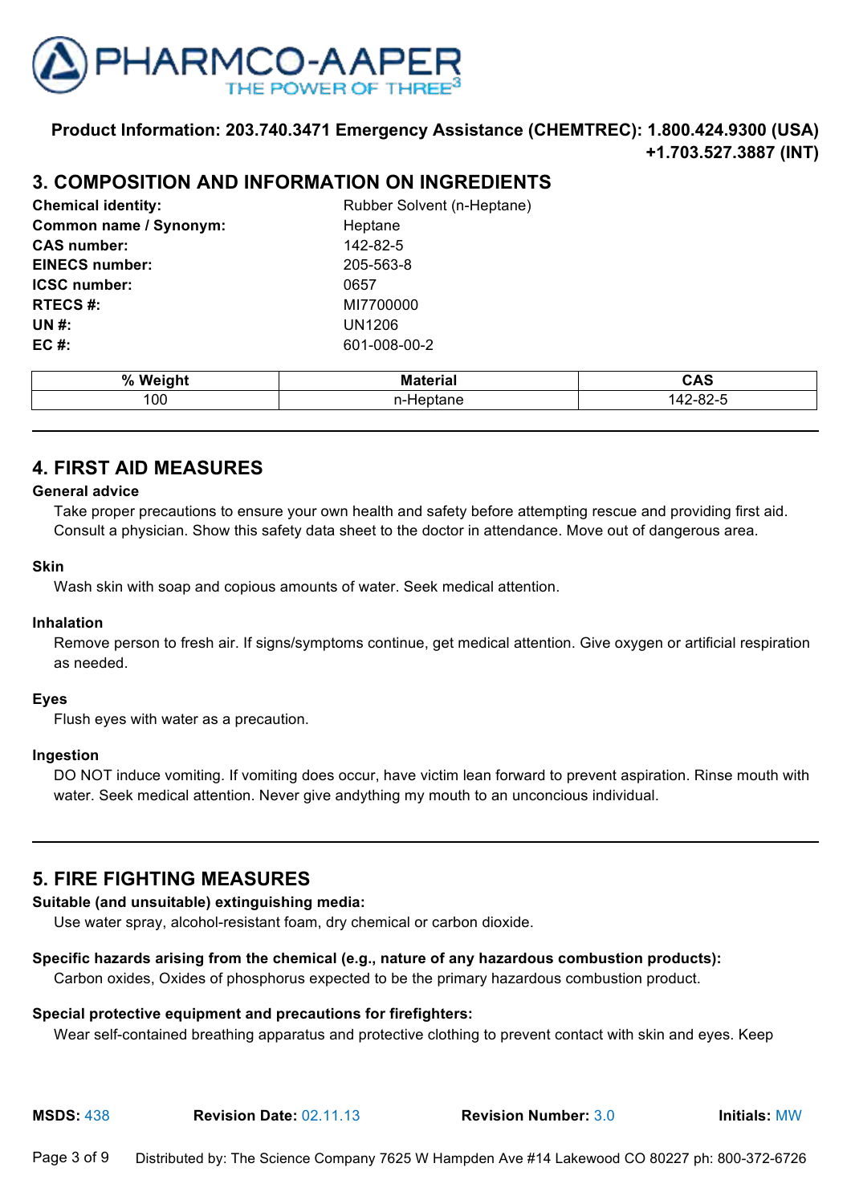**Product Information: 203.740.3471 Emergency Assistance (CHEMTREC): 1.800.424.9300 (USA) +1.703.527.3887 (INT)**

## 3. COMPOSITION AND INFORMATION ON INGREDIENTS

**Chemical identity:** Rubber Solvent (n-Heptane)
**Common name / Synonym:** Heptane
**CAS number:** 142-82-5
**EINECS number:** 205-563-8
**ICSC number:** 0657
**RTECS #:** MI7700000
**UN #:** UN1206
**EC #:** 601-008-00-2

| % Weight | Material | CAS |
|---|---|---|
| 100 | n-Heptane | 142-82-5 |

## 4. FIRST AID MEASURES

**General advice**

Take proper precautions to ensure your own health and safety before attempting rescue and providing first aid. Consult a physician. Show this safety data sheet to the doctor in attendance. Move out of dangerous area.

**Skin**

Wash skin with soap and copious amounts of water. Seek medical attention.

**Inhalation**

Remove person to fresh air. If signs/symptoms continue, get medical attention. Give oxygen or artificial respiration as needed.

**Eyes**

Flush eyes with water as a precaution.

**Ingestion**

DO NOT induce vomiting. If vomiting does occur, have victim lean forward to prevent aspiration. Rinse mouth with water. Seek medical attention. Never give andything my mouth to an unconcious individual.

## 5. FIRE FIGHTING MEASURES

**Suitable (and unsuitable) extinguishing media:**

Use water spray, alcohol-resistant foam, dry chemical or carbon dioxide.

**Specific hazards arising from the chemical (e.g., nature of any hazardous combustion products):**

Carbon oxides, Oxides of phosphorus expected to be the primary hazardous combustion product.

**Special protective equipment and precautions for firefighters:**

Wear self-contained breathing apparatus and protective clothing to prevent contact with skin and eyes. Keep

**MSDS:** 438 **Revision Date:** 02.11.13 **Revision Number:** 3.0 **Initials:** MW

Distributed by: The Science Company 7625 W Hampden Ave #14 Lakewood CO 80227 ph: 800-372-6726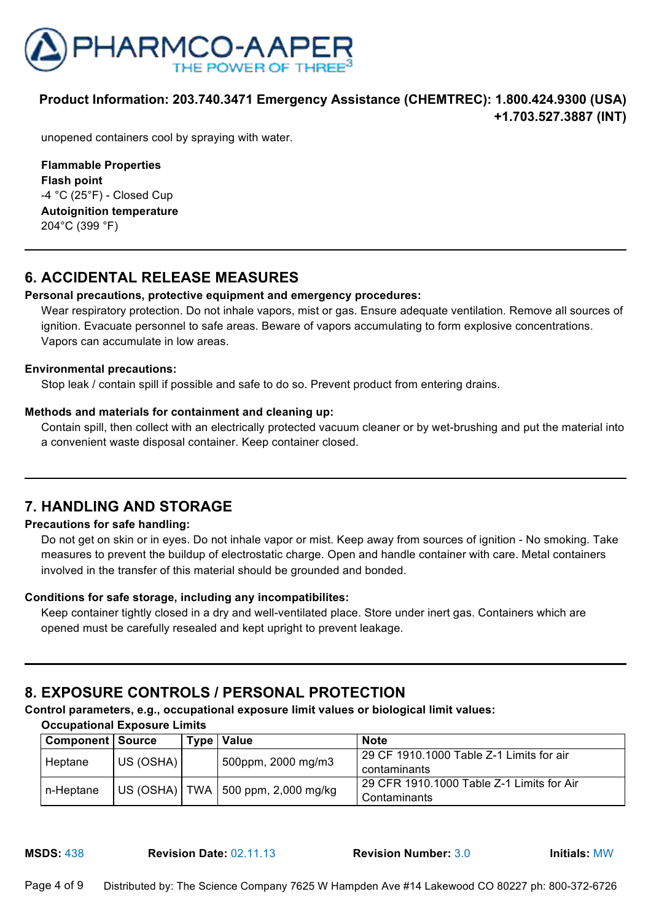unopened containers cool by spraying with water.

**Flammable Properties**

**Flash point**

-4 °C (25°F) - Closed Cup

**Autoignition temperature**

204°C (399 °F)

## 6. ACCIDENTAL RELEASE MEASURES

**Personal precautions, protective equipment and emergency procedures:**

Wear respiratory protection. Do not inhale vapors, mist or gas. Ensure adequate ventilation. Remove all sources of ignition. Evacuate personnel to safe areas. Beware of vapors accumulating to form explosive concentrations. Vapors can accumulate in low areas.

**Environmental precautions:**

Stop leak / contain spill if possible and safe to do so. Prevent product from entering drains.

**Methods and materials for containment and cleaning up:**

Contain spill, then collect with an electrically protected vacuum cleaner or by wet-brushing and put the material into a convenient waste disposal container. Keep container closed.

## 7. HANDLING AND STORAGE

**Precautions for safe handling:**

Do not get on skin or in eyes. Do not inhale vapor or mist. Keep away from sources of ignition - No smoking. Take measures to prevent the buildup of electrostatic charge. Open and handle container with care. Metal containers involved in the transfer of this material should be grounded and bonded.

**Conditions for safe storage, including any incompatibilites:**

Keep container tightly closed in a dry and well-ventilated place. Store under inert gas. Containers which are opened must be carefully resealed and kept upright to prevent leakage.

## 8. EXPOSURE CONTROLS / PERSONAL PROTECTION

**Control parameters, e.g., occupational exposure limit values or biological limit values:**

**Occupational Exposure Limits**

| Component | Source | Type | Value | Note |
|---|---|---|---|---|
| Heptane | US (OSHA) | | 500ppm, 2000 mg/m3 | 29 CF 1910.1000 Table Z-1 Limits for air contaminants |
| n-Heptane | US (OSHA) | TWA | 500 ppm, 2,000 mg/kg | 29 CFR 1910.1000 Table Z-1 Limits for Air Contaminants |

**MSDS:** 438 **Revision Date:** 02.11.13 **Revision Number:** 3.0 **Initials:** MW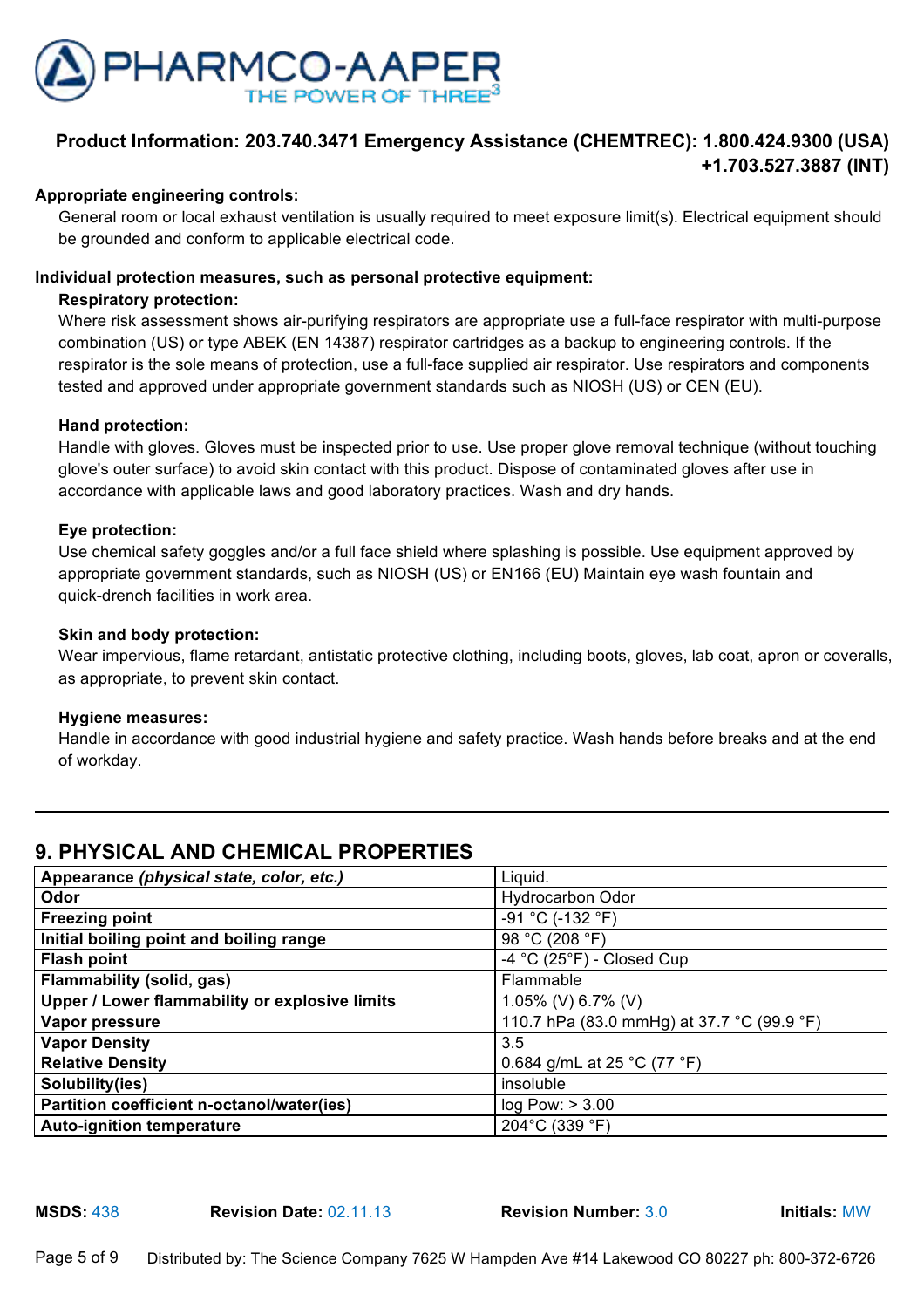**Appropriate engineering controls:**

General room or local exhaust ventilation is usually required to meet exposure limit(s). Electrical equipment should be grounded and conform to applicable electrical code.

**Individual protection measures, such as personal protective equipment:**

**Respiratory protection:**

Where risk assessment shows air-purifying respirators are appropriate use a full-face respirator with multi-purpose combination (US) or type ABEK (EN 14387) respirator cartridges as a backup to engineering controls. If the respirator is the sole means of protection, use a full-face supplied air respirator. Use respirators and components tested and approved under appropriate government standards such as NIOSH (US) or CEN (EU).

**Hand protection:**

Handle with gloves. Gloves must be inspected prior to use. Use proper glove removal technique (without touching glove's outer surface) to avoid skin contact with this product. Dispose of contaminated gloves after use in accordance with applicable laws and good laboratory practices. Wash and dry hands.

**Eye protection:**

Use chemical safety goggles and/or a full face shield where splashing is possible. Use equipment approved by appropriate government standards, such as NIOSH (US) or EN166 (EU) Maintain eye wash fountain and quick-drench facilities in work area.

**Skin and body protection:**

Wear impervious, flame retardant, antistatic protective clothing, including boots, gloves, lab coat, apron or coveralls, as appropriate, to prevent skin contact.

**Hygiene measures:**

Handle in accordance with good industrial hygiene and safety practice. Wash hands before breaks and at the end of workday.

## 9. PHYSICAL AND CHEMICAL PROPERTIES

| Property | Value |
|---|---|
| **Appearance *(physical state, color, etc.)*** | Liquid. |
| **Odor** | Hydrocarbon Odor |
| **Freezing point** | -91 °C (-132 °F) |
| **Initial boiling point and boiling range** | 98 °C (208 °F) |
| **Flash point** | -4 °C (25°F) - Closed Cup |
| **Flammability (solid, gas)** | Flammable |
| **Upper / Lower flammability or explosive limits** | 1.05% (V) 6.7% (V) |
| **Vapor pressure** | 110.7 hPa (83.0 mmHg) at 37.7 °C (99.9 °F) |
| **Vapor Density** | 3.5 |
| **Relative Density** | 0.684 g/mL at 25 °C (77 °F) |
| **Solubility(ies)** | insoluble |
| **Partition coefficient n-octanol/water(ies)** | log Pow: > 3.00 |
| **Auto-ignition temperature** | 204°C (339 °F) |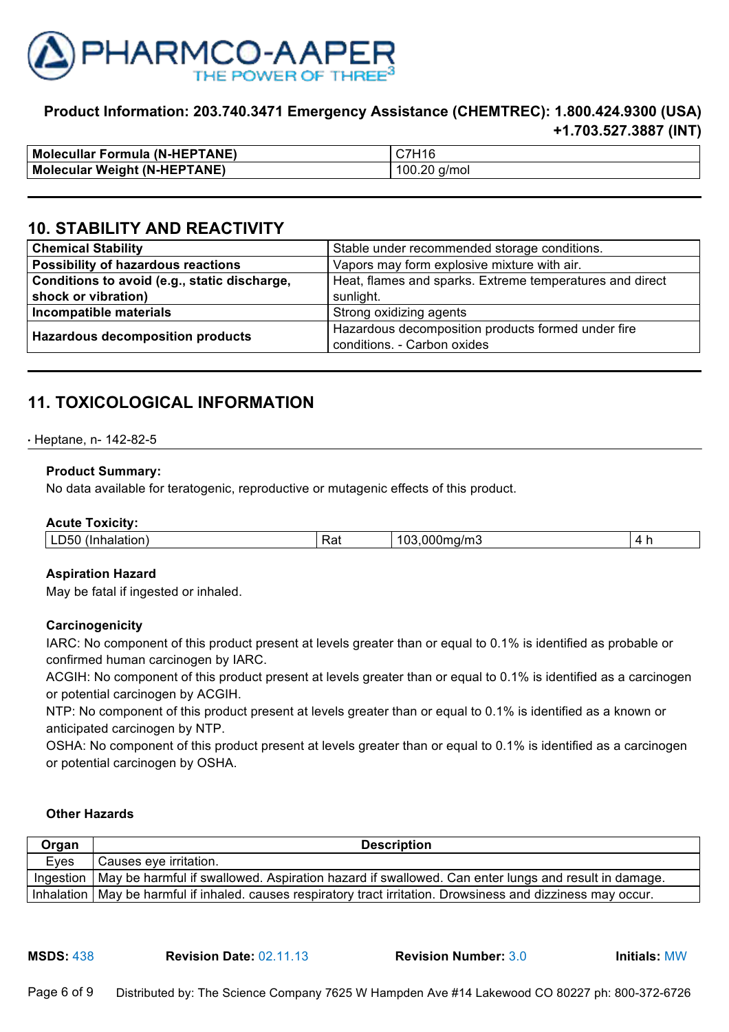**Product Information: 203.740.3471 Emergency Assistance (CHEMTREC): 1.800.424.9300 (USA) +1.703.527.3887 (INT)**

| Molecullar Formula (N-HEPTANE) | C7H16 |
|---|---|
| Molecular Weight (N-HEPTANE) | 100.20 g/mol |

## 10. STABILITY AND REACTIVITY

| Chemical Stability | Stable under recommended storage conditions. |
|---|---|
| Possibility of hazardous reactions | Vapors may form explosive mixture with air. |
| Conditions to avoid (e.g., static discharge, shock or vibration) | Heat, flames and sparks. Extreme temperatures and direct sunlight. |
| Incompatible materials | Strong oxidizing agents |
| Hazardous decomposition products | Hazardous decomposition products formed under fire conditions. - Carbon oxides |

## 11. TOXICOLOGICAL INFORMATION

· Heptane, n- 142-82-5

**Product Summary:**
No data available for teratogenic, reproductive or mutagenic effects of this product.

**Acute Toxicity:**

| LD50 (Inhalation) | Rat | 103,000mg/m3 | 4 h |
|---|---|---|---|

**Aspiration Hazard**
May be fatal if ingested or inhaled.

**Carcinogenicity**
IARC: No component of this product present at levels greater than or equal to 0.1% is identified as probable or confirmed human carcinogen by IARC.
ACGIH: No component of this product present at levels greater than or equal to 0.1% is identified as a carcinogen or potential carcinogen by ACGIH.
NTP: No component of this product present at levels greater than or equal to 0.1% is identified as a known or anticipated carcinogen by NTP.
OSHA: No component of this product present at levels greater than or equal to 0.1% is identified as a carcinogen or potential carcinogen by OSHA.

**Other Hazards**

| Organ | Description |
|---|---|
| Eyes | Causes eye irritation. |
| Ingestion | May be harmful if swallowed. Aspiration hazard if swallowed. Can enter lungs and result in damage. |
| Inhalation | May be harmful if inhaled. causes respiratory tract irritation. Drowsiness and dizziness may occur. |

**MSDS:** 438 **Revision Date:** 02.11.13 **Revision Number:** 3.0 **Initials:** MW

Distributed by: The Science Company 7625 W Hampden Ave #14 Lakewood CO 80227 ph: 800-372-6726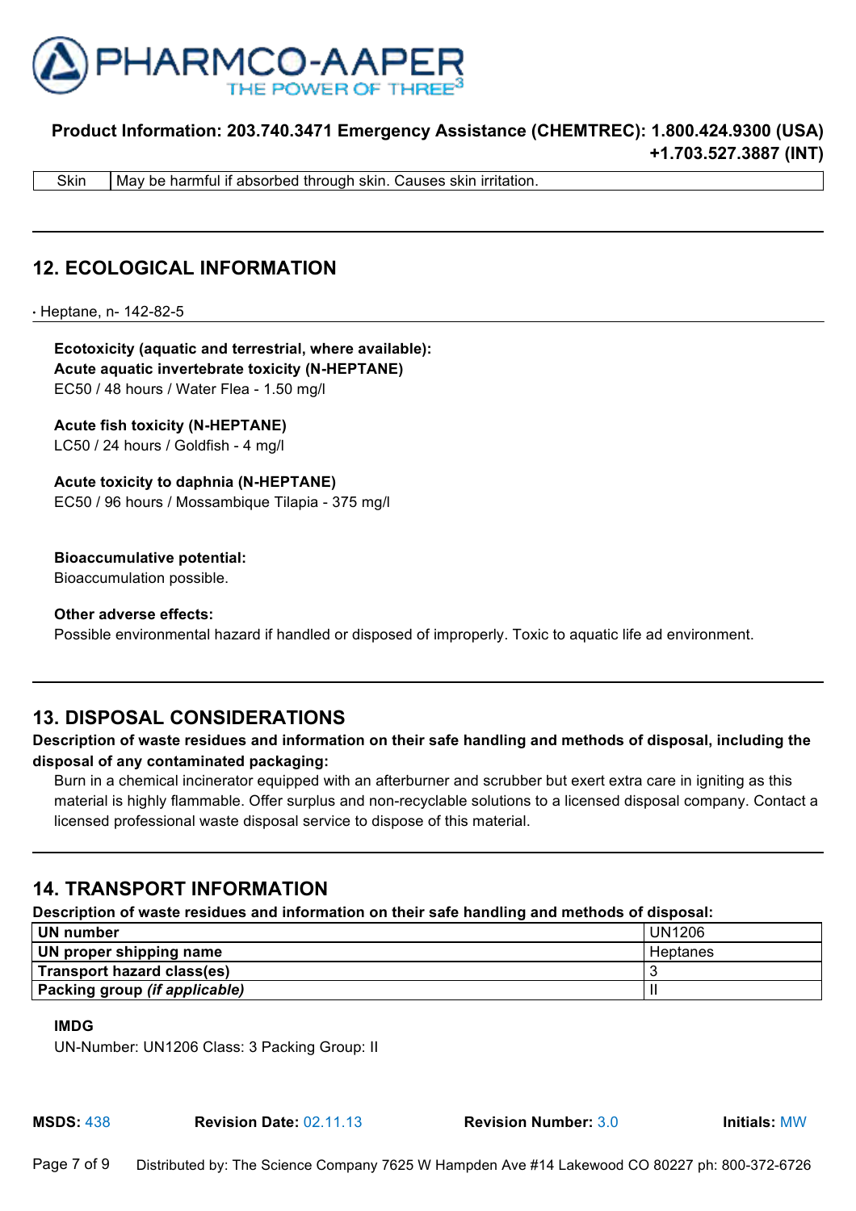| Skin | May be harmful if absorbed through skin. Causes skin irritation. |
|---|---|

## 12. ECOLOGICAL INFORMATION

· Heptane, n- 142-82-5

**Ecotoxicity (aquatic and terrestrial, where available):**
**Acute aquatic invertebrate toxicity (N-HEPTANE)**
EC50 / 48 hours / Water Flea - 1.50 mg/l

**Acute fish toxicity (N-HEPTANE)**
LC50 / 24 hours / Goldfish - 4 mg/l

**Acute toxicity to daphnia (N-HEPTANE)**
EC50 / 96 hours / Mossambique Tilapia - 375 mg/l

**Bioaccumulative potential:**
Bioaccumulation possible.

**Other adverse effects:**
Possible environmental hazard if handled or disposed of improperly. Toxic to aquatic life ad environment.

## 13. DISPOSAL CONSIDERATIONS

**Description of waste residues and information on their safe handling and methods of disposal, including the disposal of any contaminated packaging:**

Burn in a chemical incinerator equipped with an afterburner and scrubber but exert extra care in igniting as this material is highly flammable. Offer surplus and non-recyclable solutions to a licensed disposal company. Contact a licensed professional waste disposal service to dispose of this material.

## 14. TRANSPORT INFORMATION

**Description of waste residues and information on their safe handling and methods of disposal:**

| UN number | UN1206 |
|---|---|
| **UN proper shipping name** | Heptanes |
| **Transport hazard class(es)** | 3 |
| **Packing group *(if applicable)*** | II |

**IMDG**
UN-Number: UN1206 Class: 3 Packing Group: II

**MSDS:** 438 **Revision Date:** 02.11.13 **Revision Number:** 3.0 **Initials:** MW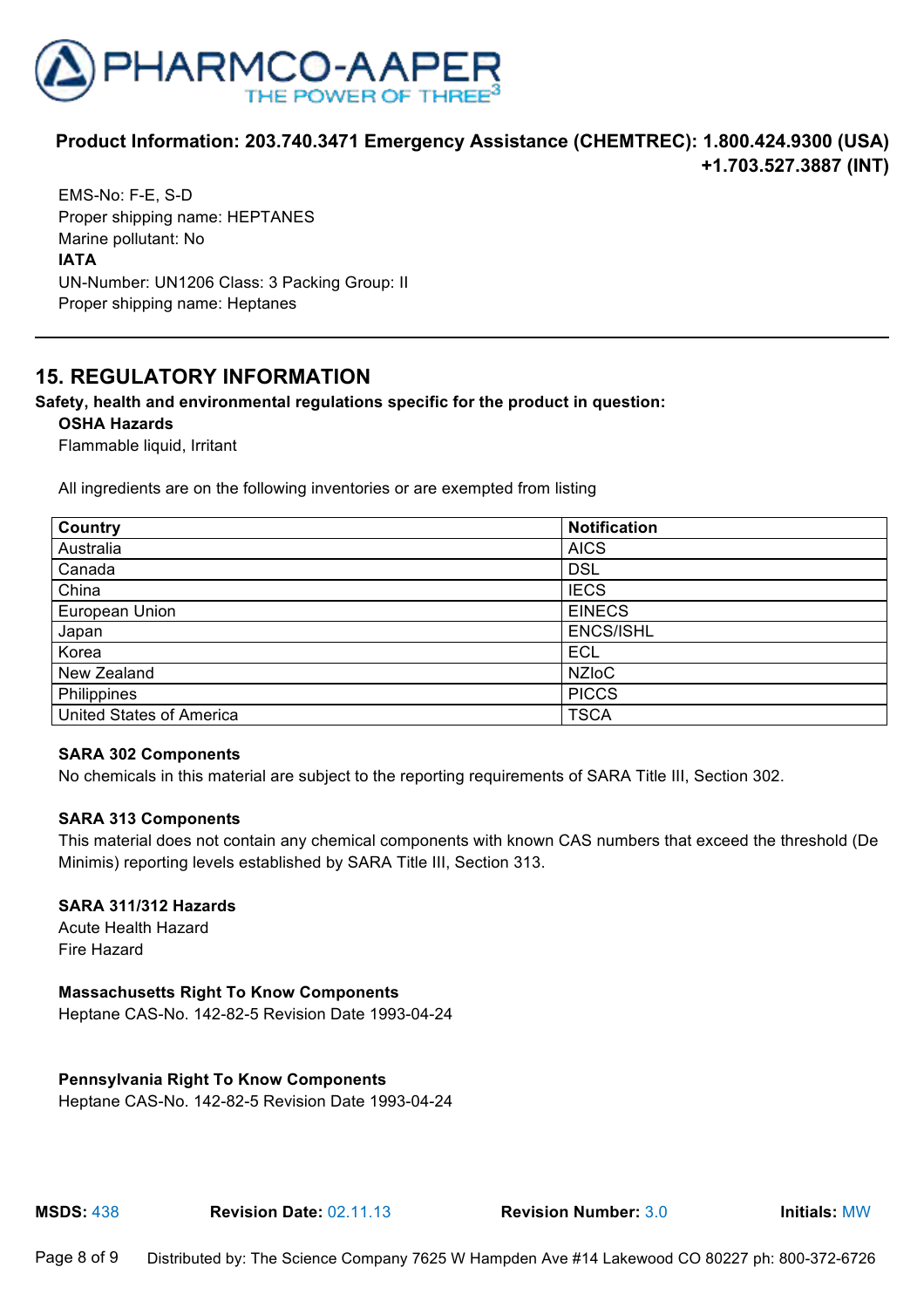EMS-No: F-E, S-D
Proper shipping name: HEPTANES
Marine pollutant: No

**IATA**

UN-Number: UN1206 Class: 3 Packing Group: II
Proper shipping name: Heptanes

## 15. REGULATORY INFORMATION

**Safety, health and environmental regulations specific for the product in question:**

**OSHA Hazards**

Flammable liquid, Irritant

All ingredients are on the following inventories or are exempted from listing

| Country | Notification |
|---|---|
| Australia | AICS |
| Canada | DSL |
| China | IECS |
| European Union | EINECS |
| Japan | ENCS/ISHL |
| Korea | ECL |
| New Zealand | NZIoC |
| Philippines | PICCS |
| United States of America | TSCA |

**SARA 302 Components**

No chemicals in this material are subject to the reporting requirements of SARA Title III, Section 302.

**SARA 313 Components**

This material does not contain any chemical components with known CAS numbers that exceed the threshold (De Minimis) reporting levels established by SARA Title III, Section 313.

**SARA 311/312 Hazards**

Acute Health Hazard
Fire Hazard

**Massachusetts Right To Know Components**

Heptane CAS-No. 142-82-5 Revision Date 1993-04-24

**Pennsylvania Right To Know Components**

Heptane CAS-No. 142-82-5 Revision Date 1993-04-24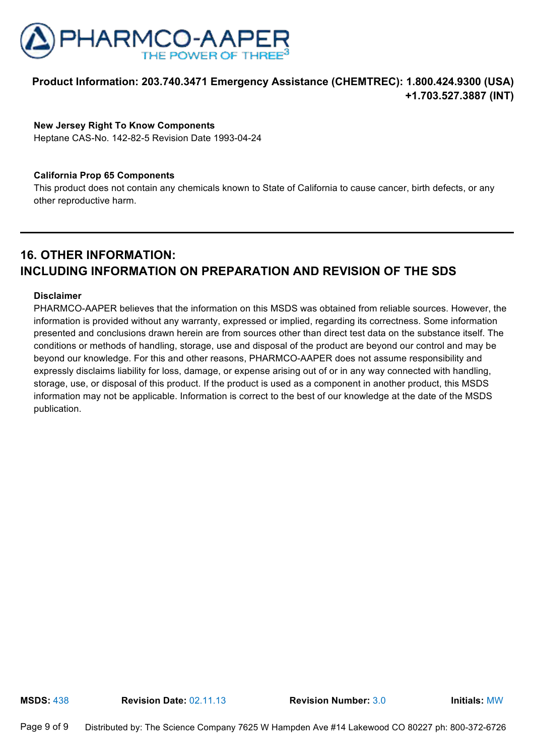**New Jersey Right To Know Components**
Heptane CAS-No. 142-82-5 Revision Date 1993-04-24

**California Prop 65 Components**
This product does not contain any chemicals known to State of California to cause cancer, birth defects, or any other reproductive harm.

## 16. OTHER INFORMATION: INCLUDING INFORMATION ON PREPARATION AND REVISION OF THE SDS

**Disclaimer**
PHARMCO-AAPER believes that the information on this MSDS was obtained from reliable sources. However, the information is provided without any warranty, expressed or implied, regarding its correctness. Some information presented and conclusions drawn herein are from sources other than direct test data on the substance itself. The conditions or methods of handling, storage, use and disposal of the product are beyond our control and may be beyond our knowledge. For this and other reasons, PHARMCO-AAPER does not assume responsibility and expressly disclaims liability for loss, damage, or expense arising out of or in any way connected with handling, storage, use, or disposal of this product. If the product is used as a component in another product, this MSDS information may not be applicable. Information is correct to the best of our knowledge at the date of the MSDS publication.

**MSDS:** 438 **Revision Date:** 02.11.13 **Revision Number:** 3.0 **Initials:** MW